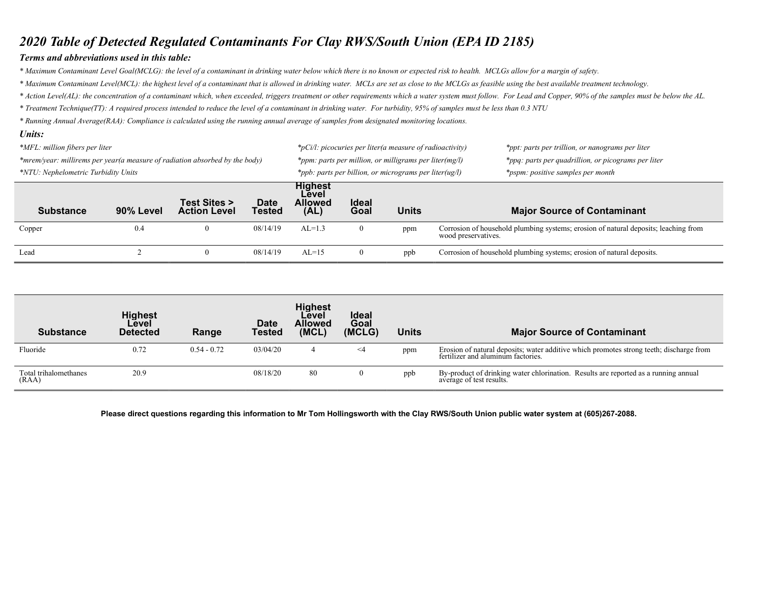# 2020 Table of Detected Regulated Contaminants For Clay RWS/South Union (EPA ID 2185)

### Terms and abbreviations used in this table:

* *Maximum Contaminant Level Goal(MCLG): the level of a contaminant in drinking water below which there is no known or expected risk to health. MCLGs allow for a margin of safety.*
* *Maximum Contaminant Level(MCL): the highest level of a contaminant that is allowed in drinking water. MCLs are set as close to the MCLGs as feasible using the best available treatment technology.*
* *Action Level(AL): the concentration of a contaminant which, when exceeded, triggers treatment or other requirements which a water system must follow. For Lead and Copper, 90% of the samples must be below the AL.*
* *Treatment Technique(TT): A required process intended to reduce the level of a contaminant in drinking water. For turbidity, 95% of samples must be less than 0.3 NTU*
* *Running Annual Average(RAA): Compliance is calculated using the running annual average of samples from designated monitoring locations.*

### Units:

*MFL: million fibers per liter*

*mrem/year: millirems per year(a measure of radiation absorbed by the body)*

*NTU: Nephelometric Turbidity Units*

*pCi/l: picocuries per liter(a measure of radioactivity)*

*ppm: parts per million, or milligrams per liter(mg/l)*

*ppb: parts per billion, or micrograms per liter(ug/l)*

*ppt: parts per trillion, or nanograms per liter*

*ppq: parts per quadrillion, or picograms per liter*

*pspm: positive samples per month*

| Substance | 90% Level | Test Sites > Action Level | Date Tested | Highest Level Allowed (AL) | Ideal Goal | Units | Major Source of Contaminant |
|---|---|---|---|---|---|---|---|
| Copper | 0.4 | 0 | 08/14/19 | AL=1.3 | 0 | ppm | Corrosion of household plumbing systems; erosion of natural deposits; leaching from wood preservatives. |
| Lead | 2 | 0 | 08/14/19 | AL=15 | 0 | ppb | Corrosion of household plumbing systems; erosion of natural deposits. |

| Substance | Highest Level Detected | Range | Date Tested | Highest Level Allowed (MCL) | Ideal Goal (MCLG) | Units | Major Source of Contaminant |
|---|---|---|---|---|---|---|---|
| Fluoride | 0.72 | 0.54 - 0.72 | 03/04/20 | 4 | <4 | ppm | Erosion of natural deposits; water additive which promotes strong teeth; discharge from fertilizer and aluminum factories. |
| Total trihalomethanes (RAA) | 20.9 | | 08/18/20 | 80 | 0 | ppb | By-product of drinking water chlorination. Results are reported as a running annual average of test results. |

**Please direct questions regarding this information to Mr Tom Hollingsworth with the Clay RWS/South Union public water system at (605)267-2088.**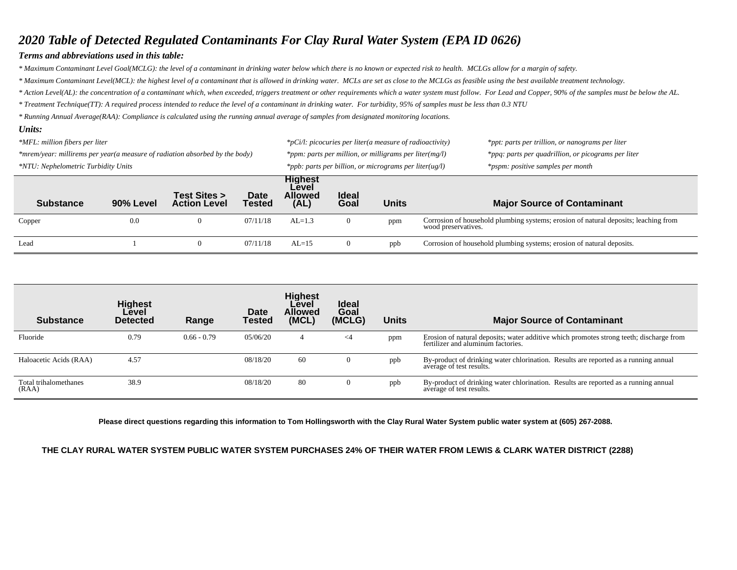## *2020 Table of Detected Regulated Contaminants For Clay Rural Water System (EPA ID 0626)*

### *Terms and abbreviations used in this table:*

*\* Maximum Contaminant Level Goal(MCLG): the level of a contaminant in drinking water below which there is no known or expected risk to health. MCLGs allow for a margin of safety.*

*\* Maximum Contaminant Level(MCL): the highest level of a contaminant that is allowed in drinking water. MCLs are set as close to the MCLGs as feasible using the best available treatment technology.*

*\* Action Level(AL): the concentration of a contaminant which, when exceeded, triggers treatment or other requirements which a water system must follow. For Lead and Copper, 90% of the samples must be below the AL.*

*\* Treatment Technique(TT): A required process intended to reduce the level of a contaminant in drinking water. For turbidity, 95% of samples must be less than 0.3 NTU*

*\* Running Annual Average(RAA): Compliance is calculated using the running annual average of samples from designated monitoring locations.*

### *Units:*

*\*MFL: million fibers per liter*

*\*mrem/year: millirems per year(a measure of radiation absorbed by the body)*

*\*NTU: Nephelometric Turbidity Units*

*\*pCi/l: picocuries per liter(a measure of radioactivity)*

*\*ppm: parts per million, or milligrams per liter(mg/l)*

*\*ppb: parts per billion, or micrograms per liter(ug/l)*

*\*ppt: parts per trillion, or nanograms per liter*

*\*ppq: parts per quadrillion, or picograms per liter*

*\*pspm: positive samples per month*

| Substance | 90% Level | Test Sites > Action Level | Date Tested | Highest Level Allowed (AL) | Ideal Goal | Units | Major Source of Contaminant |
|---|---|---|---|---|---|---|---|
| Copper | 0.0 | 0 | 07/11/18 | AL=1.3 | 0 | ppm | Corrosion of household plumbing systems; erosion of natural deposits; leaching from wood preservatives. |
| Lead | 1 | 0 | 07/11/18 | AL=15 | 0 | ppb | Corrosion of household plumbing systems; erosion of natural deposits. |

| Substance | Highest Level Detected | Range | Date Tested | Highest Level Allowed (MCL) | Ideal Goal (MCLG) | Units | Major Source of Contaminant |
|---|---|---|---|---|---|---|---|
| Fluoride | 0.79 | 0.66 - 0.79 | 05/06/20 | 4 | <4 | ppm | Erosion of natural deposits; water additive which promotes strong teeth; discharge from fertilizer and aluminum factories. |
| Haloacetic Acids (RAA) | 4.57 | | 08/18/20 | 60 | 0 | ppb | By-product of drinking water chlorination. Results are reported as a running annual average of test results. |
| Total trihalomethanes (RAA) | 38.9 | | 08/18/20 | 80 | 0 | ppb | By-product of drinking water chlorination. Results are reported as a running annual average of test results. |

**Please direct questions regarding this information to Tom Hollingsworth with the Clay Rural Water System public water system at (605) 267-2088.**

**THE CLAY RURAL WATER SYSTEM PUBLIC WATER SYSTEM PURCHASES 24% OF THEIR WATER FROM LEWIS & CLARK WATER DISTRICT (2288)**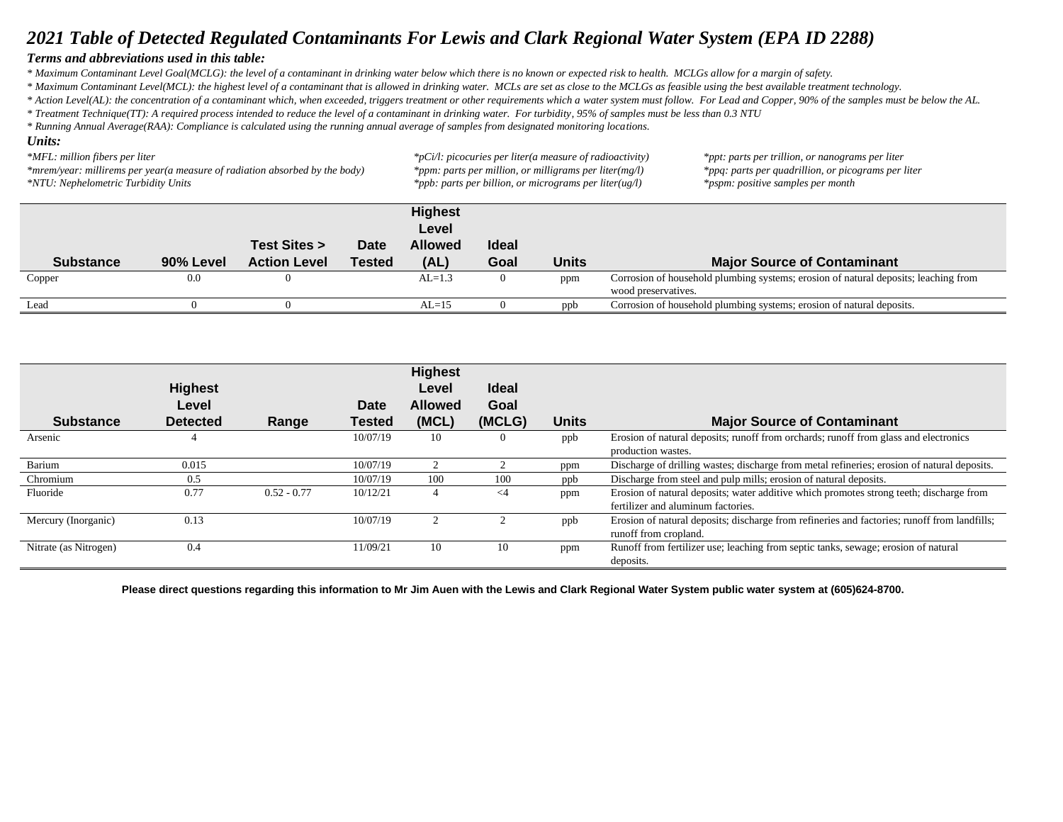# *2021 Table of Detected Regulated Contaminants For Lewis and Clark Regional Water System (EPA ID 2288)*

### *Terms and abbreviations used in this table:*

*\* Maximum Contaminant Level Goal(MCLG): the level of a contaminant in drinking water below which there is no known or expected risk to health. MCLGs allow for a margin of safety.*

*\* Maximum Contaminant Level(MCL): the highest level of a contaminant that is allowed in drinking water. MCLs are set as close to the MCLGs as feasible using the best available treatment technology.*

*\* Action Level(AL): the concentration of a contaminant which, when exceeded, triggers treatment or other requirements which a water system must follow. For Lead and Copper, 90% of the samples must be below the AL.*

*\* Treatment Technique(TT): A required process intended to reduce the level of a contaminant in drinking water. For turbidity, 95% of samples must be less than 0.3 NTU*

*\* Running Annual Average(RAA): Compliance is calculated using the running annual average of samples from designated monitoring locations.*

### *Units:*

*\*MFL: million fibers per liter*
*\*mrem/year: millirems per year(a measure of radiation absorbed by the body)*
*\*NTU: Nephelometric Turbidity Units*
*\*pCi/l: picocuries per liter(a measure of radioactivity)*
*\*ppm: parts per million, or milligrams per liter(mg/l)*
*\*ppb: parts per billion, or micrograms per liter(ug/l)*
*\*ppt: parts per trillion, or nanograms per liter*
*\*ppq: parts per quadrillion, or picograms per liter*
*\*pspm: positive samples per month*

| Substance | 90% Level | Test Sites > Action Level | Date Tested | Highest Level Allowed (AL) | Ideal Goal | Units | Major Source of Contaminant |
|---|---|---|---|---|---|---|---|
| Copper | 0.0 | 0 | | AL=1.3 | 0 | ppm | Corrosion of household plumbing systems; erosion of natural deposits; leaching from wood preservatives. |
| Lead | 0 | 0 | | AL=15 | 0 | ppb | Corrosion of household plumbing systems; erosion of natural deposits. |

| Substance | Highest Level Detected | Range | Date Tested | Highest Level Allowed (MCL) | Ideal Goal (MCLG) | Units | Major Source of Contaminant |
|---|---|---|---|---|---|---|---|
| Arsenic | 4 | | 10/07/19 | 10 | 0 | ppb | Erosion of natural deposits; runoff from orchards; runoff from glass and electronics production wastes. |
| Barium | 0.015 | | 10/07/19 | 2 | 2 | ppm | Discharge of drilling wastes; discharge from metal refineries; erosion of natural deposits. |
| Chromium | 0.5 | | 10/07/19 | 100 | 100 | ppb | Discharge from steel and pulp mills; erosion of natural deposits. |
| Fluoride | 0.77 | 0.52 - 0.77 | 10/12/21 | 4 | <4 | ppm | Erosion of natural deposits; water additive which promotes strong teeth; discharge from fertilizer and aluminum factories. |
| Mercury (Inorganic) | 0.13 | | 10/07/19 | 2 | 2 | ppb | Erosion of natural deposits; discharge from refineries and factories; runoff from landfills; runoff from cropland. |
| Nitrate (as Nitrogen) | 0.4 | | 11/09/21 | 10 | 10 | ppm | Runoff from fertilizer use; leaching from septic tanks, sewage; erosion of natural deposits. |

**Please direct questions regarding this information to Mr Jim Auen with the Lewis and Clark Regional Water System public water system at (605)624-8700.**